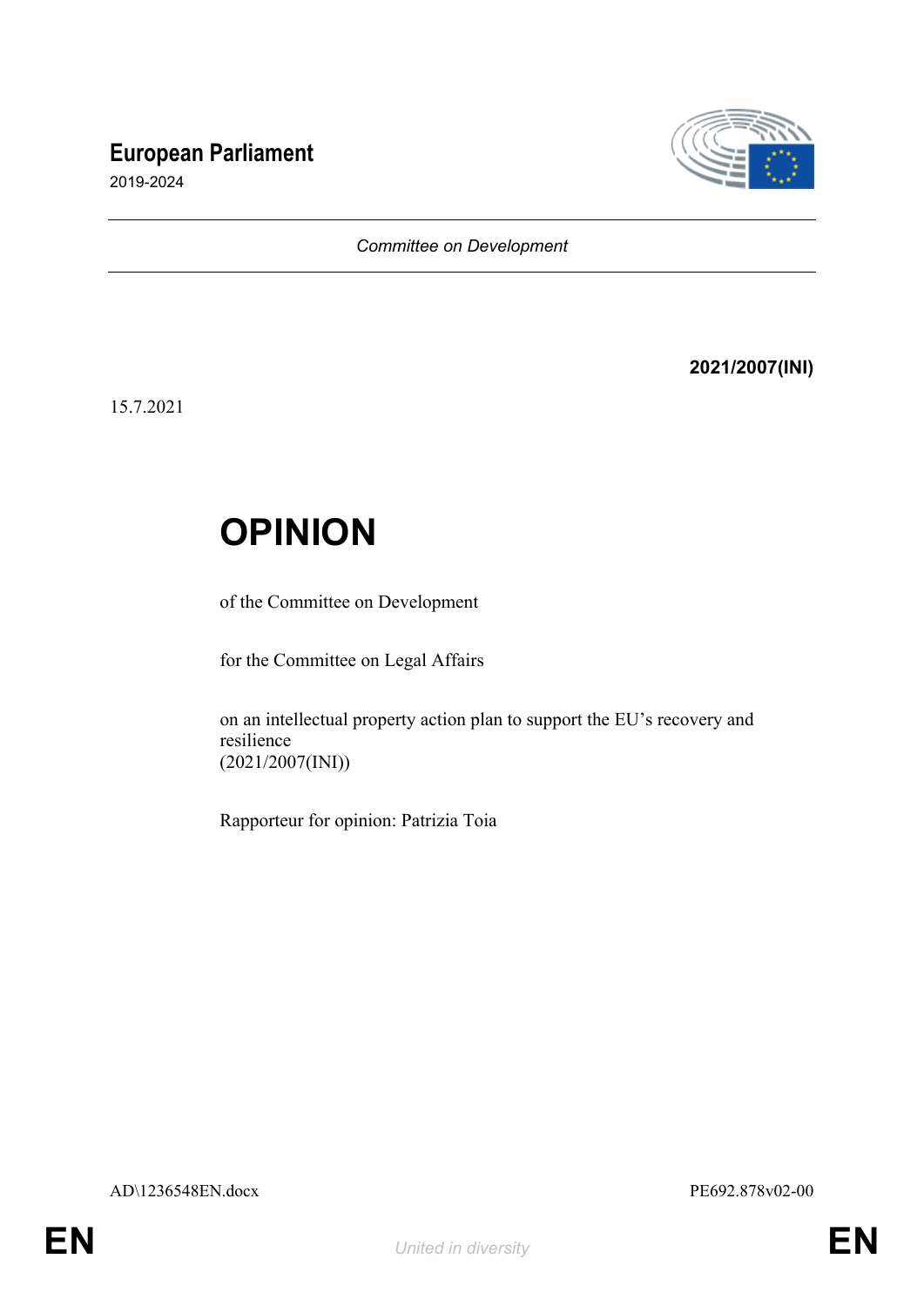**European Parliament**
2019-2024

*Committee on Development*

**2021/2007(INI)**

15.7.2021

# OPINION

of the Committee on Development

for the Committee on Legal Affairs

on an intellectual property action plan to support the EU's recovery and resilience
(2021/2007(INI))

Rapporteur for opinion: Patrizia Toia

AD\1236548EN.docx PE692.878v02-00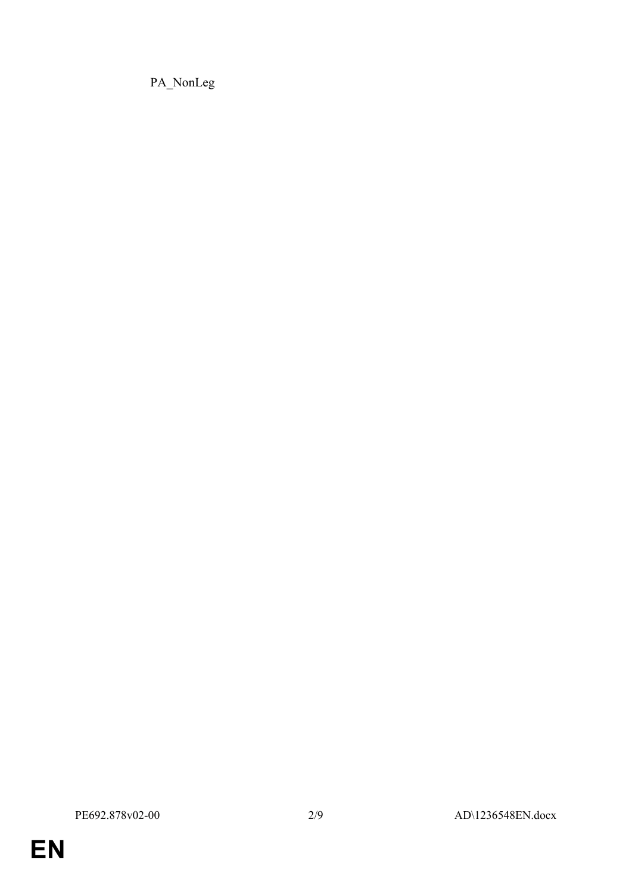PA_NonLeg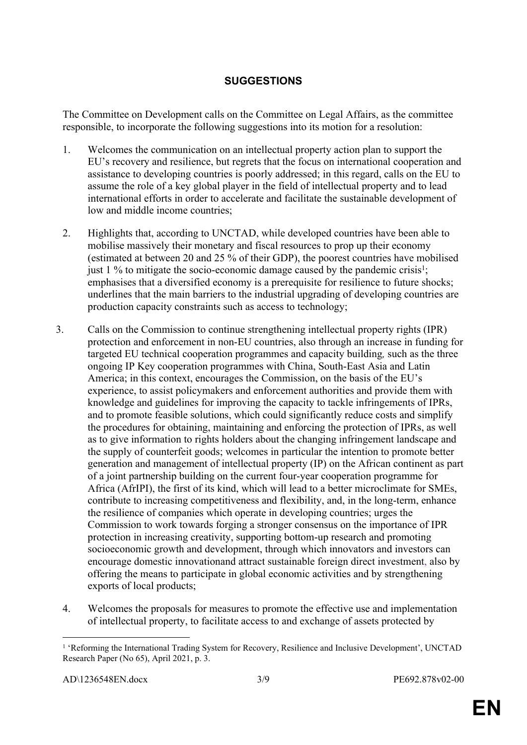## SUGGESTIONS

The Committee on Development calls on the Committee on Legal Affairs, as the committee responsible, to incorporate the following suggestions into its motion for a resolution:

1. Welcomes the communication on an intellectual property action plan to support the EU's recovery and resilience, but regrets that the focus on international cooperation and assistance to developing countries is poorly addressed; in this regard, calls on the EU to assume the role of a key global player in the field of intellectual property and to lead international efforts in order to accelerate and facilitate the sustainable development of low and middle income countries;

2. Highlights that, according to UNCTAD, while developed countries have been able to mobilise massively their monetary and fiscal resources to prop up their economy (estimated at between 20 and 25 % of their GDP), the poorest countries have mobilised just 1 % to mitigate the socio-economic damage caused by the pandemic crisis[1]; emphasises that a diversified economy is a prerequisite for resilience to future shocks; underlines that the main barriers to the industrial upgrading of developing countries are production capacity constraints such as access to technology;

3. Calls on the Commission to continue strengthening intellectual property rights (IPR) protection and enforcement in non-EU countries, also through an increase in funding for targeted EU technical cooperation programmes and capacity building, such as the three ongoing IP Key cooperation programmes with China, South-East Asia and Latin America; in this context, encourages the Commission, on the basis of the EU's experience, to assist policymakers and enforcement authorities and provide them with knowledge and guidelines for improving the capacity to tackle infringements of IPRs, and to promote feasible solutions, which could significantly reduce costs and simplify the procedures for obtaining, maintaining and enforcing the protection of IPRs, as well as to give information to rights holders about the changing infringement landscape and the supply of counterfeit goods; welcomes in particular the intention to promote better generation and management of intellectual property (IP) on the African continent as part of a joint partnership building on the current four-year cooperation programme for Africa (AfrIPI), the first of its kind, which will lead to a better microclimate for SMEs, contribute to increasing competitiveness and flexibility, and, in the long-term, enhance the resilience of companies which operate in developing countries; urges the Commission to work towards forging a stronger consensus on the importance of IPR protection in increasing creativity, supporting bottom-up research and promoting socioeconomic growth and development, through which innovators and investors can encourage domestic innovationand attract sustainable foreign direct investment, also by offering the means to participate in global economic activities and by strengthening exports of local products;

4. Welcomes the proposals for measures to promote the effective use and implementation of intellectual property, to facilitate access to and exchange of assets protected by

---

[1] 'Reforming the International Trading System for Recovery, Resilience and Inclusive Development', UNCTAD Research Paper (No 65), April 2021, p. 3.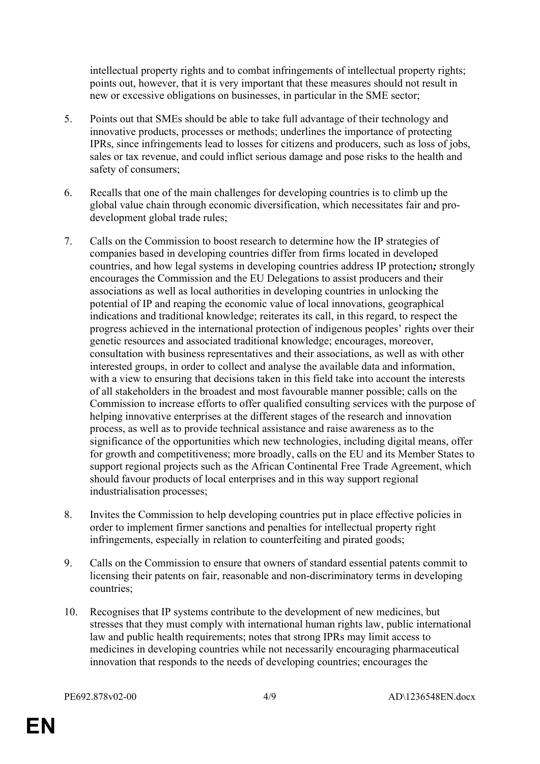intellectual property rights and to combat infringements of intellectual property rights; points out, however, that it is very important that these measures should not result in new or excessive obligations on businesses, in particular in the SME sector;

5. Points out that SMEs should be able to take full advantage of their technology and innovative products, processes or methods; underlines the importance of protecting IPRs, since infringements lead to losses for citizens and producers, such as loss of jobs, sales or tax revenue, and could inflict serious damage and pose risks to the health and safety of consumers;

6. Recalls that one of the main challenges for developing countries is to climb up the global value chain through economic diversification, which necessitates fair and pro-development global trade rules;

7. Calls on the Commission to boost research to determine how the IP strategies of companies based in developing countries differ from firms located in developed countries, and how legal systems in developing countries address IP protection***;*** strongly encourages the Commission and the EU Delegations to assist producers and their associations as well as local authorities in developing countries in unlocking the potential of IP and reaping the economic value of local innovations, geographical indications and traditional knowledge; reiterates its call, in this regard, to respect the progress achieved in the international protection of indigenous peoples' rights over their genetic resources and associated traditional knowledge; encourages, moreover, consultation with business representatives and their associations, as well as with other interested groups, in order to collect and analyse the available data and information, with a view to ensuring that decisions taken in this field take into account the interests of all stakeholders in the broadest and most favourable manner possible; calls on the Commission to increase efforts to offer qualified consulting services with the purpose of helping innovative enterprises at the different stages of the research and innovation process, as well as to provide technical assistance and raise awareness as to the significance of the opportunities which new technologies, including digital means, offer for growth and competitiveness; more broadly, calls on the EU and its Member States to support regional projects such as the African Continental Free Trade Agreement, which should favour products of local enterprises and in this way support regional industrialisation processes;

8. Invites the Commission to help developing countries put in place effective policies in order to implement firmer sanctions and penalties for intellectual property right infringements, especially in relation to counterfeiting and pirated goods;

9. Calls on the Commission to ensure that owners of standard essential patents commit to licensing their patents on fair, reasonable and non-discriminatory terms in developing countries;

10. Recognises that IP systems contribute to the development of new medicines, but stresses that they must comply with international human rights law, public international law and public health requirements; notes that strong IPRs may limit access to medicines in developing countries while not necessarily encouraging pharmaceutical innovation that responds to the needs of developing countries; encourages the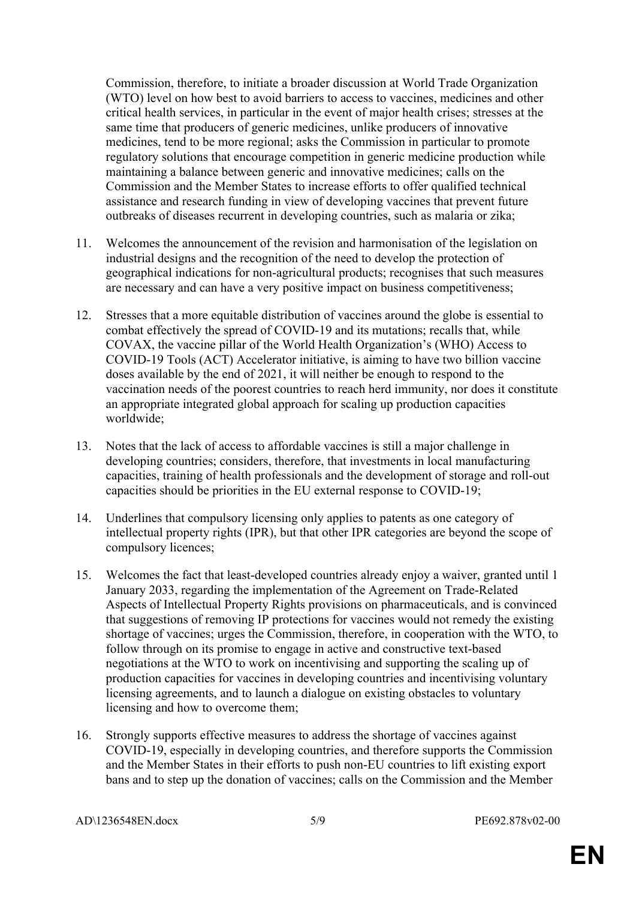Commission, therefore, to initiate a broader discussion at World Trade Organization (WTO) level on how best to avoid barriers to access to vaccines, medicines and other critical health services, in particular in the event of major health crises; stresses at the same time that producers of generic medicines, unlike producers of innovative medicines, tend to be more regional; asks the Commission in particular to promote regulatory solutions that encourage competition in generic medicine production while maintaining a balance between generic and innovative medicines; calls on the Commission and the Member States to increase efforts to offer qualified technical assistance and research funding in view of developing vaccines that prevent future outbreaks of diseases recurrent in developing countries, such as malaria or zika;

11. Welcomes the announcement of the revision and harmonisation of the legislation on industrial designs and the recognition of the need to develop the protection of geographical indications for non-agricultural products; recognises that such measures are necessary and can have a very positive impact on business competitiveness;

12. Stresses that a more equitable distribution of vaccines around the globe is essential to combat effectively the spread of COVID-19 and its mutations; recalls that, while COVAX, the vaccine pillar of the World Health Organization's (WHO) Access to COVID-19 Tools (ACT) Accelerator initiative, is aiming to have two billion vaccine doses available by the end of 2021, it will neither be enough to respond to the vaccination needs of the poorest countries to reach herd immunity, nor does it constitute an appropriate integrated global approach for scaling up production capacities worldwide;

13. Notes that the lack of access to affordable vaccines is still a major challenge in developing countries; considers, therefore, that investments in local manufacturing capacities, training of health professionals and the development of storage and roll-out capacities should be priorities in the EU external response to COVID-19;

14. Underlines that compulsory licensing only applies to patents as one category of intellectual property rights (IPR), but that other IPR categories are beyond the scope of compulsory licences;

15. Welcomes the fact that least-developed countries already enjoy a waiver, granted until 1 January 2033, regarding the implementation of the Agreement on Trade-Related Aspects of Intellectual Property Rights provisions on pharmaceuticals, and is convinced that suggestions of removing IP protections for vaccines would not remedy the existing shortage of vaccines; urges the Commission, therefore, in cooperation with the WTO, to follow through on its promise to engage in active and constructive text-based negotiations at the WTO to work on incentivising and supporting the scaling up of production capacities for vaccines in developing countries and incentivising voluntary licensing agreements, and to launch a dialogue on existing obstacles to voluntary licensing and how to overcome them;

16. Strongly supports effective measures to address the shortage of vaccines against COVID-19, especially in developing countries, and therefore supports the Commission and the Member States in their efforts to push non-EU countries to lift existing export bans and to step up the donation of vaccines; calls on the Commission and the Member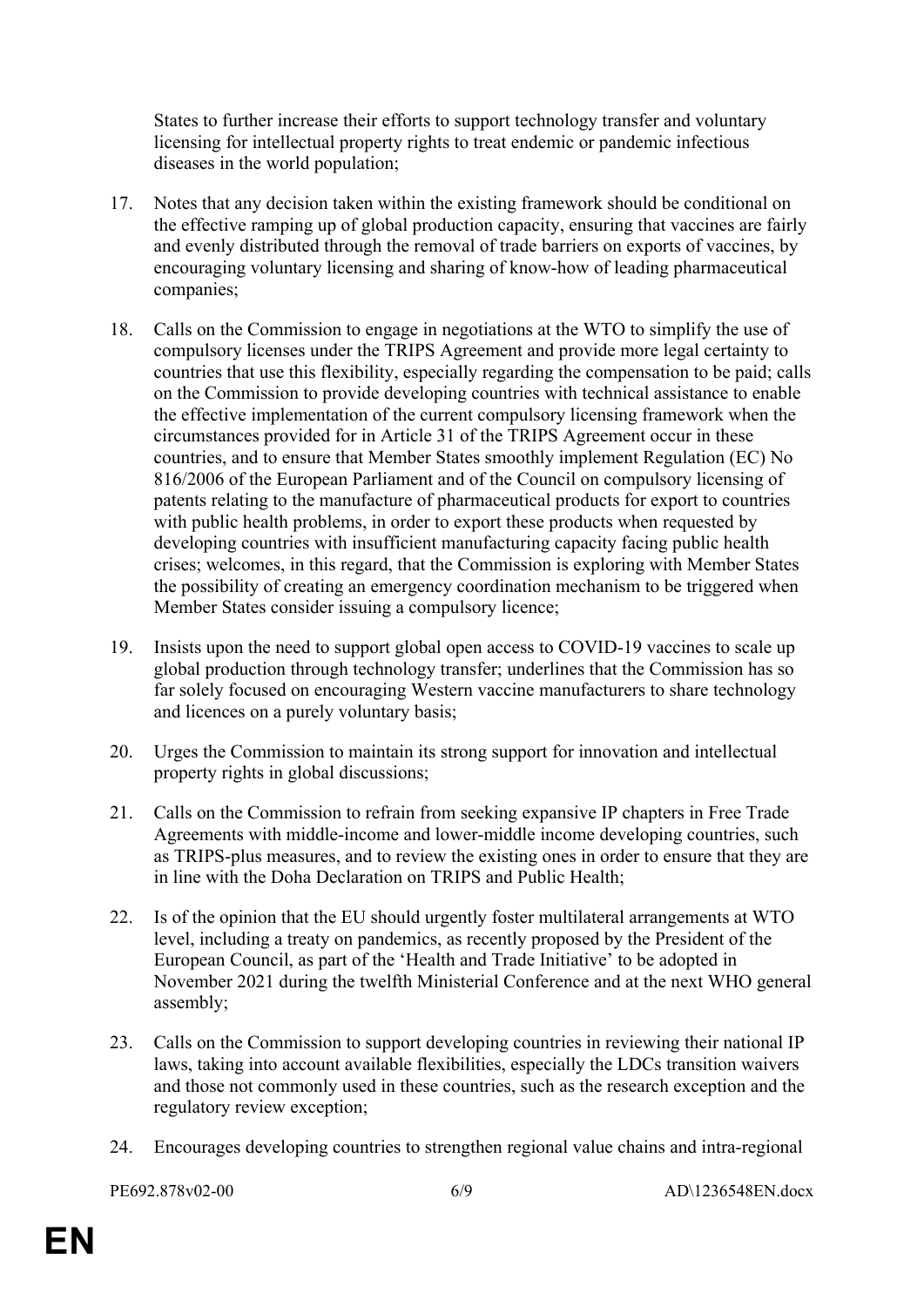States to further increase their efforts to support technology transfer and voluntary licensing for intellectual property rights to treat endemic or pandemic infectious diseases in the world population;

17. Notes that any decision taken within the existing framework should be conditional on the effective ramping up of global production capacity, ensuring that vaccines are fairly and evenly distributed through the removal of trade barriers on exports of vaccines, by encouraging voluntary licensing and sharing of know-how of leading pharmaceutical companies;

18. Calls on the Commission to engage in negotiations at the WTO to simplify the use of compulsory licenses under the TRIPS Agreement and provide more legal certainty to countries that use this flexibility, especially regarding the compensation to be paid; calls on the Commission to provide developing countries with technical assistance to enable the effective implementation of the current compulsory licensing framework when the circumstances provided for in Article 31 of the TRIPS Agreement occur in these countries, and to ensure that Member States smoothly implement Regulation (EC) No 816/2006 of the European Parliament and of the Council on compulsory licensing of patents relating to the manufacture of pharmaceutical products for export to countries with public health problems, in order to export these products when requested by developing countries with insufficient manufacturing capacity facing public health crises; welcomes, in this regard, that the Commission is exploring with Member States the possibility of creating an emergency coordination mechanism to be triggered when Member States consider issuing a compulsory licence;

19. Insists upon the need to support global open access to COVID-19 vaccines to scale up global production through technology transfer; underlines that the Commission has so far solely focused on encouraging Western vaccine manufacturers to share technology and licences on a purely voluntary basis;

20. Urges the Commission to maintain its strong support for innovation and intellectual property rights in global discussions;

21. Calls on the Commission to refrain from seeking expansive IP chapters in Free Trade Agreements with middle-income and lower-middle income developing countries, such as TRIPS-plus measures, and to review the existing ones in order to ensure that they are in line with the Doha Declaration on TRIPS and Public Health;

22. Is of the opinion that the EU should urgently foster multilateral arrangements at WTO level, including a treaty on pandemics, as recently proposed by the President of the European Council, as part of the 'Health and Trade Initiative' to be adopted in November 2021 during the twelfth Ministerial Conference and at the next WHO general assembly;

23. Calls on the Commission to support developing countries in reviewing their national IP laws, taking into account available flexibilities, especially the LDCs transition waivers and those not commonly used in these countries, such as the research exception and the regulatory review exception;

24. Encourages developing countries to strengthen regional value chains and intra-regional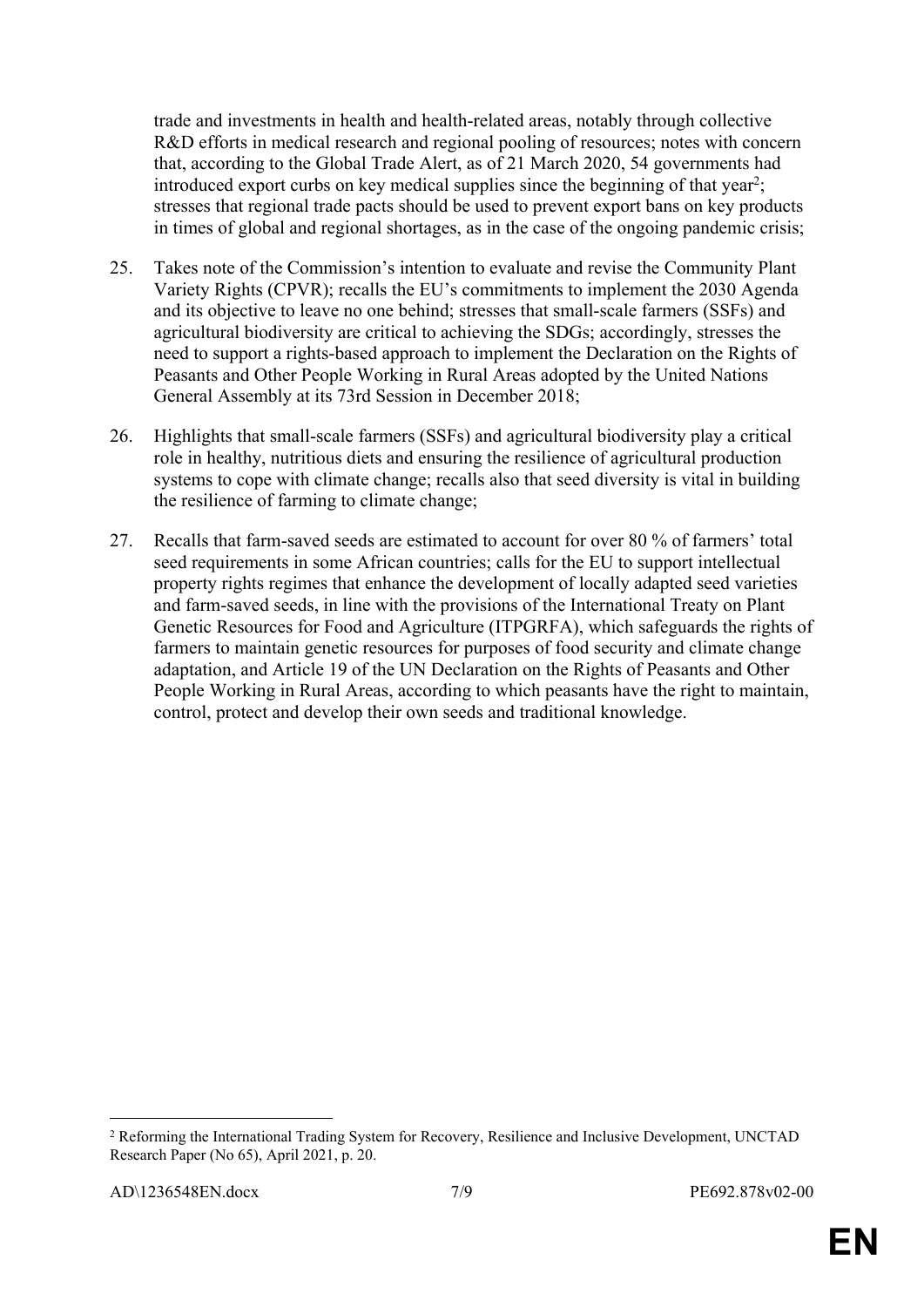trade and investments in health and health-related areas, notably through collective R&D efforts in medical research and regional pooling of resources; notes with concern that, according to the Global Trade Alert, as of 21 March 2020, 54 governments had introduced export curbs on key medical supplies since the beginning of that year[2]; stresses that regional trade pacts should be used to prevent export bans on key products in times of global and regional shortages, as in the case of the ongoing pandemic crisis;

25. Takes note of the Commission's intention to evaluate and revise the Community Plant Variety Rights (CPVR); recalls the EU's commitments to implement the 2030 Agenda and its objective to leave no one behind; stresses that small-scale farmers (SSFs) and agricultural biodiversity are critical to achieving the SDGs; accordingly, stresses the need to support a rights-based approach to implement the Declaration on the Rights of Peasants and Other People Working in Rural Areas adopted by the United Nations General Assembly at its 73rd Session in December 2018;

26. Highlights that small-scale farmers (SSFs) and agricultural biodiversity play a critical role in healthy, nutritious diets and ensuring the resilience of agricultural production systems to cope with climate change; recalls also that seed diversity is vital in building the resilience of farming to climate change;

27. Recalls that farm-saved seeds are estimated to account for over 80 % of farmers' total seed requirements in some African countries; calls for the EU to support intellectual property rights regimes that enhance the development of locally adapted seed varieties and farm-saved seeds, in line with the provisions of the International Treaty on Plant Genetic Resources for Food and Agriculture (ITPGRFA), which safeguards the rights of farmers to maintain genetic resources for purposes of food security and climate change adaptation, and Article 19 of the UN Declaration on the Rights of Peasants and Other People Working in Rural Areas, according to which peasants have the right to maintain, control, protect and develop their own seeds and traditional knowledge.

---

[2] Reforming the International Trading System for Recovery, Resilience and Inclusive Development, UNCTAD Research Paper (No 65), April 2021, p. 20.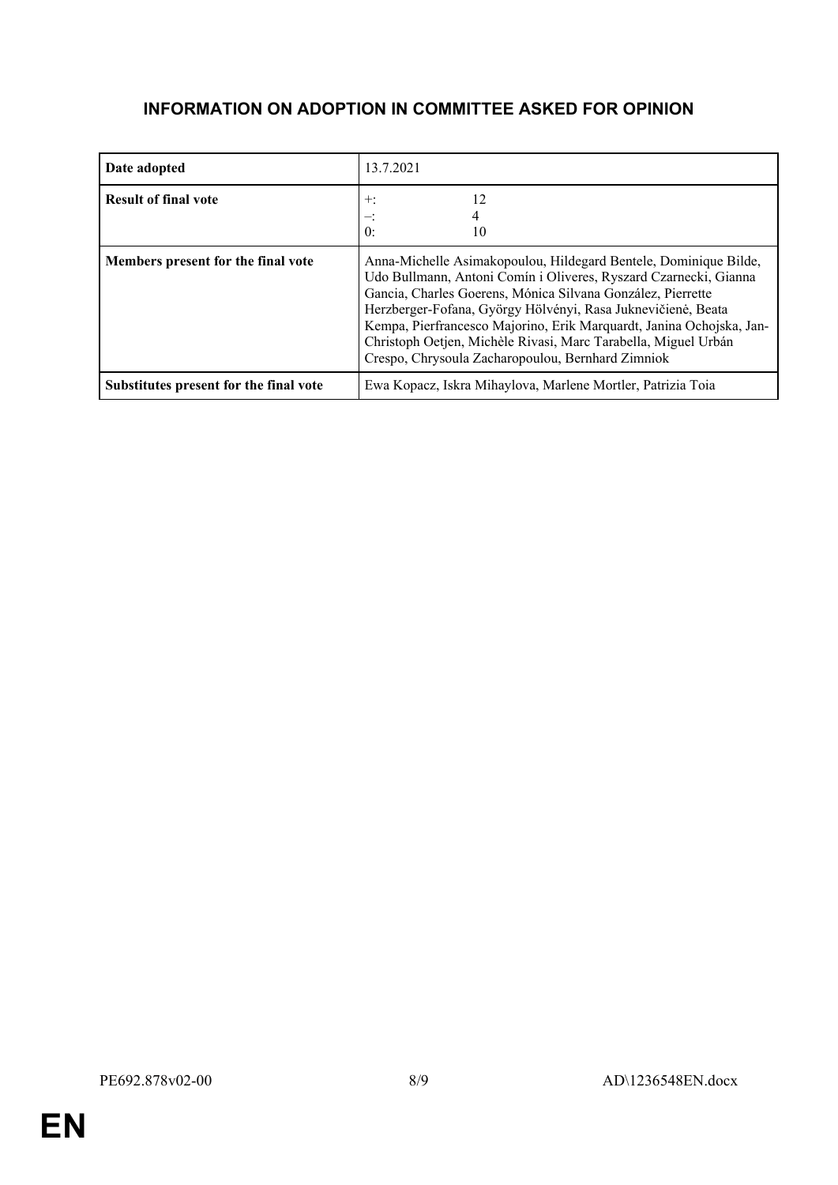# INFORMATION ON ADOPTION IN COMMITTEE ASKED FOR OPINION

| | |
|---|---|
| **Date adopted** | 13.7.2021 |
| **Result of final vote** | +: 12<br>–: 4<br>0: 10 |
| **Members present for the final vote** | Anna-Michelle Asimakopoulou, Hildegard Bentele, Dominique Bilde, Udo Bullmann, Antoni Comín i Oliveres, Ryszard Czarnecki, Gianna Gancia, Charles Goerens, Mónica Silvana González, Pierrette Herzberger-Fofana, György Hölvényi, Rasa Juknevičienė, Beata Kempa, Pierfrancesco Majorino, Erik Marquardt, Janina Ochojska, Jan-Christoph Oetjen, Michèle Rivasi, Marc Tarabella, Miguel Urbán Crespo, Chrysoula Zacharopoulou, Bernhard Zimniok |
| **Substitutes present for the final vote** | Ewa Kopacz, Iskra Mihaylova, Marlene Mortler, Patrizia Toia |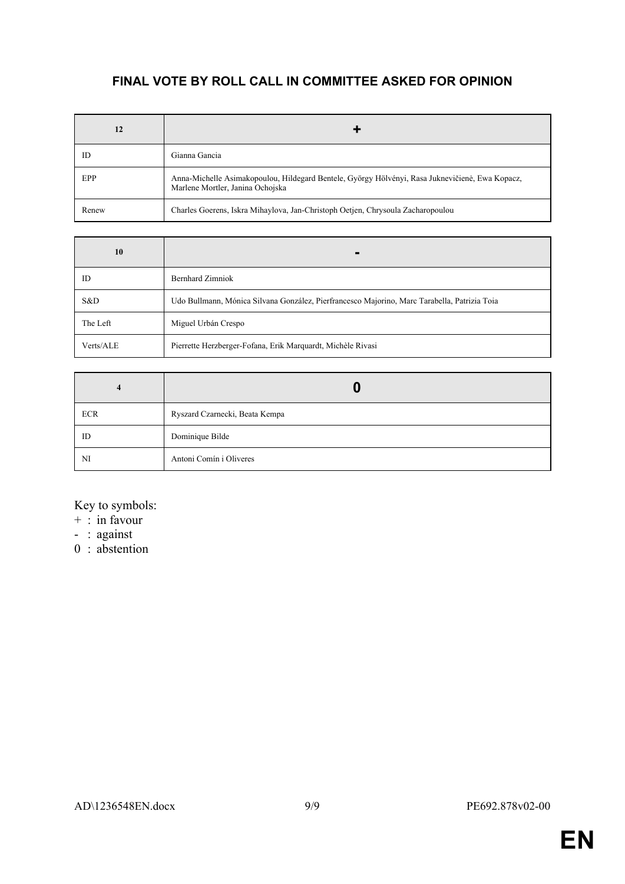## FINAL VOTE BY ROLL CALL IN COMMITTEE ASKED FOR OPINION

| 12 | + |
|---|---|
| ID | Gianna Gancia |
| EPP | Anna-Michelle Asimakopoulou, Hildegard Bentele, György Hölvényi, Rasa Juknevičienė, Ewa Kopacz, Marlene Mortler, Janina Ochojska |
| Renew | Charles Goerens, Iskra Mihaylova, Jan-Christoph Oetjen, Chrysoula Zacharopoulou |

| 10 | - |
|---|---|
| ID | Bernhard Zimniok |
| S&D | Udo Bullmann, Mónica Silvana González, Pierfrancesco Majorino, Marc Tarabella, Patrizia Toia |
| The Left | Miguel Urbán Crespo |
| Verts/ALE | Pierrette Herzberger-Fofana, Erik Marquardt, Michèle Rivasi |

| 4 | 0 |
|---|---|
| ECR | Ryszard Czarnecki, Beata Kempa |
| ID | Dominique Bilde |
| NI | Antoni Comín i Oliveres |

Key to symbols:
+ : in favour
- : against
0 : abstention